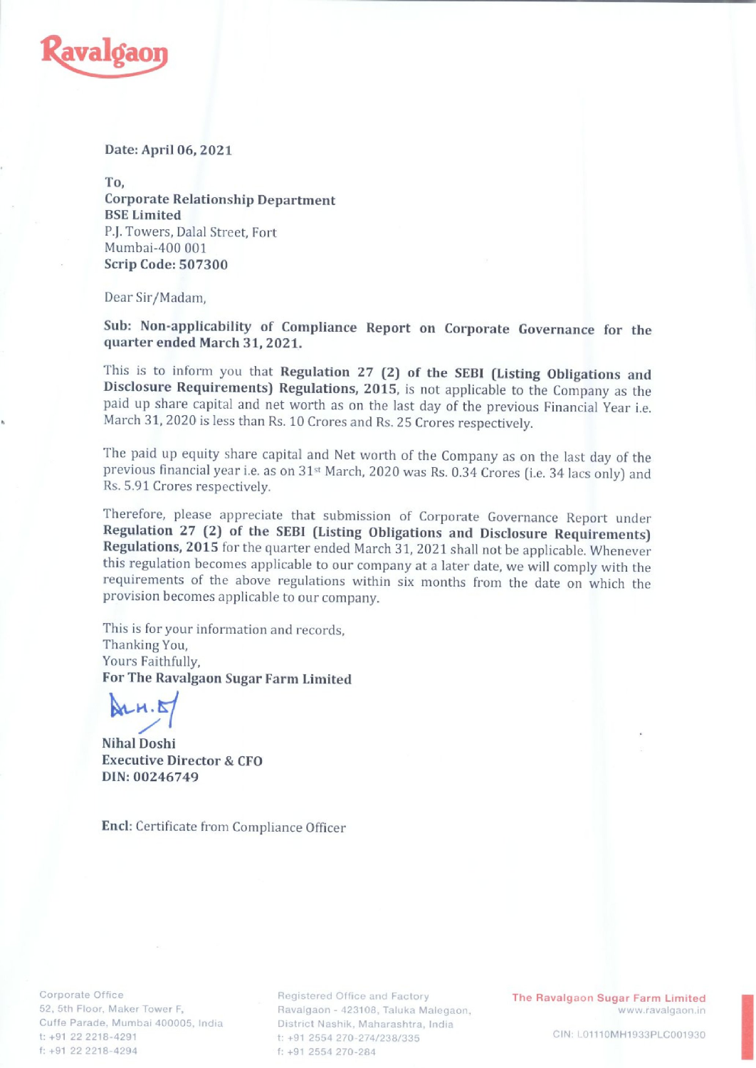Date: April 06, 2021

To,
**Corporate Relationship Department**
**BSE Limited**
P.J. Towers, Dalal Street, Fort
Mumbai-400 001
**Scrip Code: 507300**

Dear Sir/Madam,

**Sub: Non-applicability of Compliance Report on Corporate Governance for the quarter ended March 31, 2021.**

This is to inform you that **Regulation 27 (2) of the SEBI (Listing Obligations and Disclosure Requirements) Regulations, 2015**, is not applicable to the Company as the paid up share capital and net worth as on the last day of the previous Financial Year i.e. March 31, 2020 is less than Rs. 10 Crores and Rs. 25 Crores respectively.

The paid up equity share capital and Net worth of the Company as on the last day of the previous financial year i.e. as on 31st March, 2020 was Rs. 0.34 Crores (i.e. 34 lacs only) and Rs. 5.91 Crores respectively.

Therefore, please appreciate that submission of Corporate Governance Report under **Regulation 27 (2) of the SEBI (Listing Obligations and Disclosure Requirements) Regulations, 2015** for the quarter ended March 31, 2021 shall not be applicable. Whenever this regulation becomes applicable to our company at a later date, we will comply with the requirements of the above regulations within six months from the date on which the provision becomes applicable to our company.

This is for your information and records,
Thanking You,
Yours Faithfully,
**For The Ravalgaon Sugar Farm Limited**

**Nihal Doshi**
**Executive Director & CFO**
**DIN: 00246749**

**Encl:** Certificate from Compliance Officer

Corporate Office
52, 5th Floor, Maker Tower F,
Cuffe Parade, Mumbai 400005, India
t: +91 22 2218-4291
f: +91 22 2218-4294

Registered Office and Factory
Ravalgaon - 423108, Taluka Malegaon,
District Nashik, Maharashtra, India
t: +91 2554 270-274/238/335
f: +91 2554 270-284

**The Ravalgaon Sugar Farm Limited**
www.ravalgaon.in
CIN: L01110MH1933PLC001930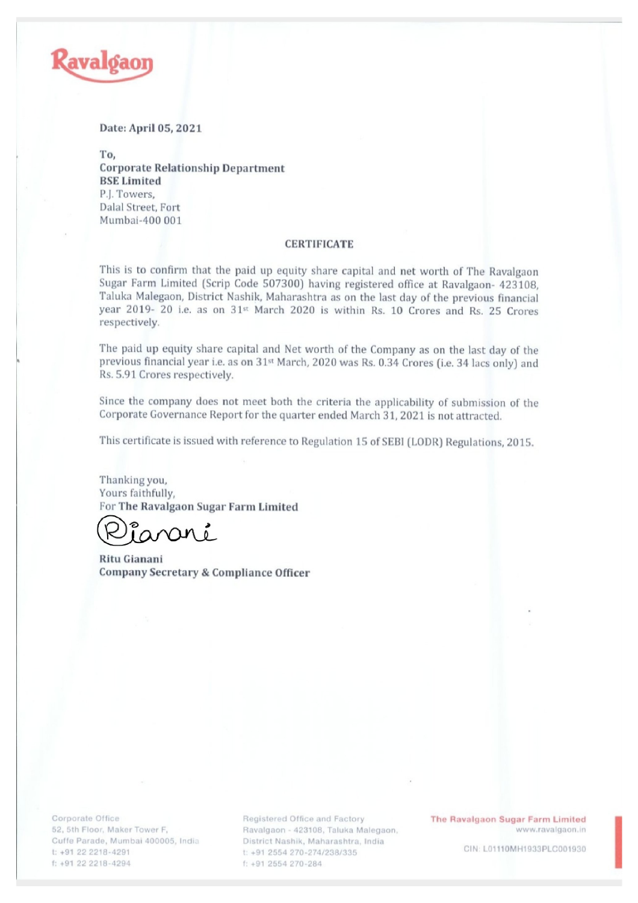Ravalgaon

Date: April 05, 2021

To,
**Corporate Relationship Department**
**BSE Limited**
P.J. Towers,
Dalal Street, Fort
Mumbai-400 001

## CERTIFICATE

This is to confirm that the paid up equity share capital and net worth of The Ravalgaon Sugar Farm Limited (Scrip Code 507300) having registered office at Ravalgaon- 423108, Taluka Malegaon, District Nashik, Maharashtra as on the last day of the previous financial year 2019- 20 i.e. as on 31st March 2020 is within Rs. 10 Crores and Rs. 25 Crores respectively.

The paid up equity share capital and Net worth of the Company as on the last day of the previous financial year i.e. as on 31st March, 2020 was Rs. 0.34 Crores (i.e. 34 lacs only) and Rs. 5.91 Crores respectively.

Since the company does not meet both the criteria the applicability of submission of the Corporate Governance Report for the quarter ended March 31, 2021 is not attracted.

This certificate is issued with reference to Regulation 15 of SEBI (LODR) Regulations, 2015.

Thanking you,
Yours faithfully,
For **The Ravalgaon Sugar Farm Limited**

**Ritu Gianani**
**Company Secretary & Compliance Officer**

Corporate Office
52, 5th Floor, Maker Tower F,
Cuffe Parade, Mumbai 400005, India
t: +91 22 2218-4291
f: +91 22 2218-4294

Registered Office and Factory
Ravalgaon - 423108, Taluka Malegaon,
District Nashik, Maharashtra, India
t: +91 2554 270-274/238/335
f: +91 2554 270-284

The Ravalgaon Sugar Farm Limited
www.ravalgaon.in
CIN: L01110MH1933PLC001930